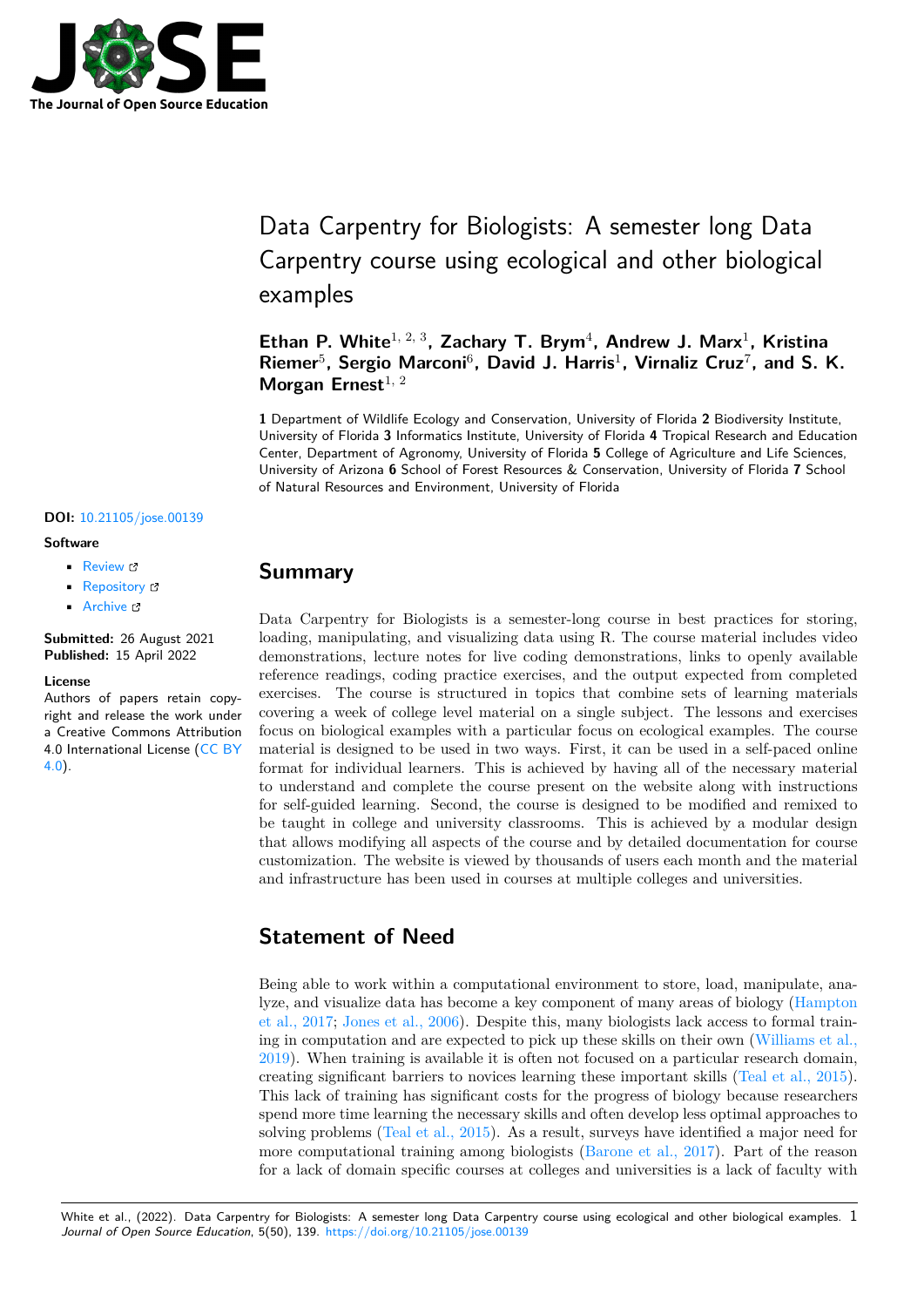# Data Carpentry for Biologists: A semester long Data Carpentry course using ecological and other biological examples

**Ethan P. White**[1, 2, 3]**, Zachary T. Brym**[4]**, Andrew J. Marx**[1]**, Kristina Riemer**[5]**, Sergio Marconi**[6]**, David J. Harris**[1]**, Virnaliz Cruz**[7]**, and S. K. Morgan Ernest**[1, 2]

**1** Department of Wildlife Ecology and Conservation, University of Florida **2** Biodiversity Institute, University of Florida **3** Informatics Institute, University of Florida **4** Tropical Research and Education Center, Department of Agronomy, University of Florida **5** College of Agriculture and Life Sciences, University of Arizona **6** School of Forest Resources & Conservation, University of Florida **7** School of Natural Resources and Environment, University of Florida

**DOI:** 10.21105/jose.00139

**Software**

- Review
- Repository
- Archive

**Submitted:** 26 August 2021
**Published:** 15 April 2022

**License**
Authors of papers retain copyright and release the work under a Creative Commons Attribution 4.0 International License (CC BY 4.0).

## Summary

Data Carpentry for Biologists is a semester-long course in best practices for storing, loading, manipulating, and visualizing data using R. The course material includes video demonstrations, lecture notes for live coding demonstrations, links to openly available reference readings, coding practice exercises, and the output expected from completed exercises. The course is structured in topics that combine sets of learning materials covering a week of college level material on a single subject. The lessons and exercises focus on biological examples with a particular focus on ecological examples. The course material is designed to be used in two ways. First, it can be used in a self-paced online format for individual learners. This is achieved by having all of the necessary material to understand and complete the course present on the website along with instructions for self-guided learning. Second, the course is designed to be modified and remixed to be taught in college and university classrooms. This is achieved by a modular design that allows modifying all aspects of the course and by detailed documentation for course customization. The website is viewed by thousands of users each month and the material and infrastructure has been used in courses at multiple colleges and universities.

## Statement of Need

Being able to work within a computational environment to store, load, manipulate, analyze, and visualize data has become a key component of many areas of biology (Hampton et al., 2017; Jones et al., 2006). Despite this, many biologists lack access to formal training in computation and are expected to pick up these skills on their own (Williams et al., 2019). When training is available it is often not focused on a particular research domain, creating significant barriers to novices learning these important skills (Teal et al., 2015). This lack of training has significant costs for the progress of biology because researchers spend more time learning the necessary skills and often develop less optimal approaches to solving problems (Teal et al., 2015). As a result, surveys have identified a major need for more computational training among biologists (Barone et al., 2017). Part of the reason for a lack of domain specific courses at colleges and universities is a lack of faculty with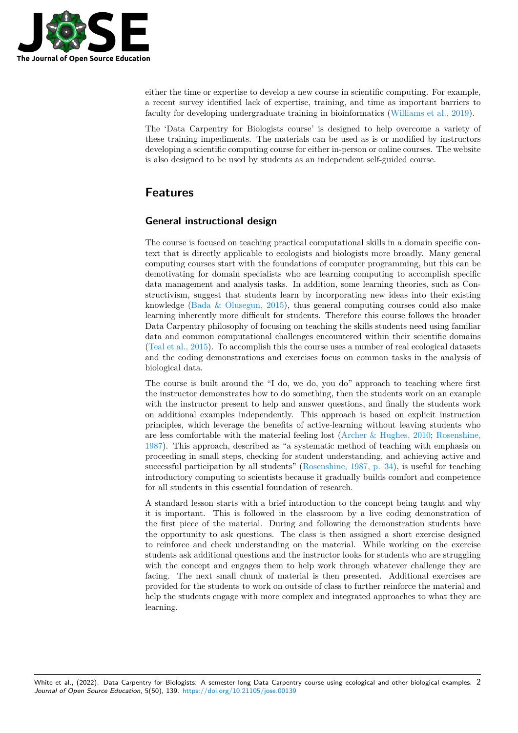either the time or expertise to develop a new course in scientific computing. For example, a recent survey identified lack of expertise, training, and time as important barriers to faculty for developing undergraduate training in bioinformatics (Williams et al., 2019).

The 'Data Carpentry for Biologists course' is designed to help overcome a variety of these training impediments. The materials can be used as is or modified by instructors developing a scientific computing course for either in-person or online courses. The website is also designed to be used by students as an independent self-guided course.

# Features

## General instructional design

The course is focused on teaching practical computational skills in a domain specific context that is directly applicable to ecologists and biologists more broadly. Many general computing courses start with the foundations of computer programming, but this can be demotivating for domain specialists who are learning computing to accomplish specific data management and analysis tasks. In addition, some learning theories, such as Constructivism, suggest that students learn by incorporating new ideas into their existing knowledge (Bada & Olusegun, 2015), thus general computing courses could also make learning inherently more difficult for students. Therefore this course follows the broader Data Carpentry philosophy of focusing on teaching the skills students need using familiar data and common computational challenges encountered within their scientific domains (Teal et al., 2015). To accomplish this the course uses a number of real ecological datasets and the coding demonstrations and exercises focus on common tasks in the analysis of biological data.

The course is built around the "I do, we do, you do" approach to teaching where first the instructor demonstrates how to do something, then the students work on an example with the instructor present to help and answer questions, and finally the students work on additional examples independently. This approach is based on explicit instruction principles, which leverage the benefits of active-learning without leaving students who are less comfortable with the material feeling lost (Archer & Hughes, 2010; Rosenshine, 1987). This approach, described as "a systematic method of teaching with emphasis on proceeding in small steps, checking for student understanding, and achieving active and successful participation by all students" (Rosenshine, 1987, p. 34), is useful for teaching introductory computing to scientists because it gradually builds comfort and competence for all students in this essential foundation of research.

A standard lesson starts with a brief introduction to the concept being taught and why it is important. This is followed in the classroom by a live coding demonstration of the first piece of the material. During and following the demonstration students have the opportunity to ask questions. The class is then assigned a short exercise designed to reinforce and check understanding on the material. While working on the exercise students ask additional questions and the instructor looks for students who are struggling with the concept and engages them to help work through whatever challenge they are facing. The next small chunk of material is then presented. Additional exercises are provided for the students to work on outside of class to further reinforce the material and help the students engage with more complex and integrated approaches to what they are learning.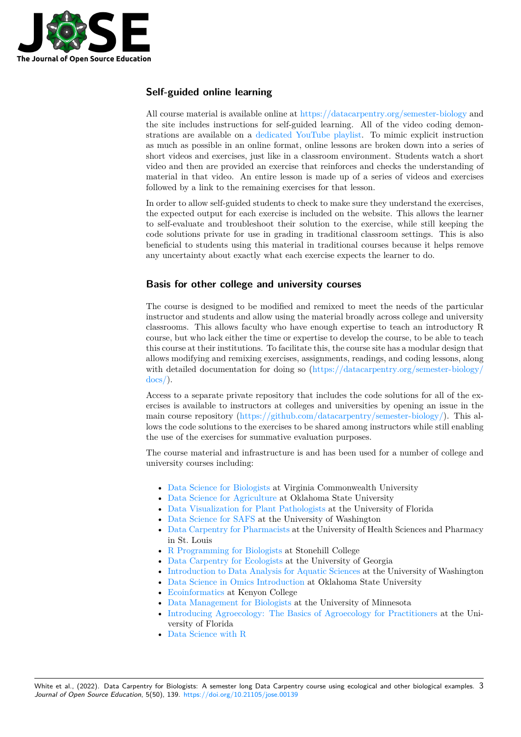## Self-guided online learning

All course material is available online at https://datacarpentry.org/semester-biology and the site includes instructions for self-guided learning. All of the video coding demonstrations are available on a dedicated YouTube playlist. To mimic explicit instruction as much as possible in an online format, online lessons are broken down into a series of short videos and exercises, just like in a classroom environment. Students watch a short video and then are provided an exercise that reinforces and checks the understanding of material in that video. An entire lesson is made up of a series of videos and exercises followed by a link to the remaining exercises for that lesson.

In order to allow self-guided students to check to make sure they understand the exercises, the expected output for each exercise is included on the website. This allows the learner to self-evaluate and troubleshoot their solution to the exercise, while still keeping the code solutions private for use in grading in traditional classroom settings. This is also beneficial to students using this material in traditional courses because it helps remove any uncertainty about exactly what each exercise expects the learner to do.

## Basis for other college and university courses

The course is designed to be modified and remixed to meet the needs of the particular instructor and students and allow using the material broadly across college and university classrooms. This allows faculty who have enough expertise to teach an introductory R course, but who lack either the time or expertise to develop the course, to be able to teach this course at their institutions. To facilitate this, the course site has a modular design that allows modifying and remixing exercises, assignments, readings, and coding lessons, along with detailed documentation for doing so (https://datacarpentry.org/semester-biology/docs/).

Access to a separate private repository that includes the code solutions for all of the exercises is available to instructors at colleges and universities by opening an issue in the main course repository (https://github.com/datacarpentry/semester-biology/). This allows the code solutions to the exercises to be shared among instructors while still enabling the use of the exercises for summative evaluation purposes.

The course material and infrastructure is and has been used for a number of college and university courses including:

- Data Science for Biologists at Virginia Commonwealth University
- Data Science for Agriculture at Oklahoma State University
- Data Visualization for Plant Pathologists at the University of Florida
- Data Science for SAFS at the University of Washington
- Data Carpentry for Pharmacists at the University of Health Sciences and Pharmacy in St. Louis
- R Programming for Biologists at Stonehill College
- Data Carpentry for Ecologists at the University of Georgia
- Introduction to Data Analysis for Aquatic Sciences at the University of Washington
- Data Science in Omics Introduction at Oklahoma State University
- Ecoinformatics at Kenyon College
- Data Management for Biologists at the University of Minnesota
- Introducing Agroecology: The Basics of Agroecology for Practitioners at the University of Florida
- Data Science with R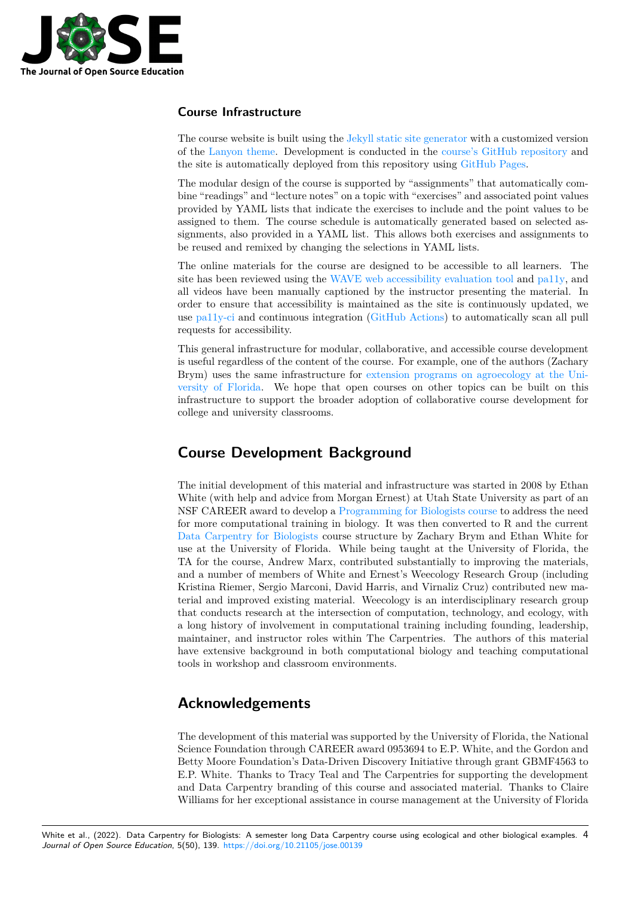### Course Infrastructure

The course website is built using the Jekyll static site generator with a customized version of the Lanyon theme. Development is conducted in the course's GitHub repository and the site is automatically deployed from this repository using GitHub Pages.

The modular design of the course is supported by "assignments" that automatically combine "readings" and "lecture notes" on a topic with "exercises" and associated point values provided by YAML lists that indicate the exercises to include and the point values to be assigned to them. The course schedule is automatically generated based on selected assignments, also provided in a YAML list. This allows both exercises and assignments to be reused and remixed by changing the selections in YAML lists.

The online materials for the course are designed to be accessible to all learners. The site has been reviewed using the WAVE web accessibility evaluation tool and pa11y, and all videos have been manually captioned by the instructor presenting the material. In order to ensure that accessibility is maintained as the site is continuously updated, we use pa11y-ci and continuous integration (GitHub Actions) to automatically scan all pull requests for accessibility.

This general infrastructure for modular, collaborative, and accessible course development is useful regardless of the content of the course. For example, one of the authors (Zachary Brym) uses the same infrastructure for extension programs on agroecology at the University of Florida. We hope that open courses on other topics can be built on this infrastructure to support the broader adoption of collaborative course development for college and university classrooms.

## Course Development Background

The initial development of this material and infrastructure was started in 2008 by Ethan White (with help and advice from Morgan Ernest) at Utah State University as part of an NSF CAREER award to develop a Programming for Biologists course to address the need for more computational training in biology. It was then converted to R and the current Data Carpentry for Biologists course structure by Zachary Brym and Ethan White for use at the University of Florida. While being taught at the University of Florida, the TA for the course, Andrew Marx, contributed substantially to improving the materials, and a number of members of White and Ernest's Weecology Research Group (including Kristina Riemer, Sergio Marconi, David Harris, and Virnaliz Cruz) contributed new material and improved existing material. Weecology is an interdisciplinary research group that conducts research at the intersection of computation, technology, and ecology, with a long history of involvement in computational training including founding, leadership, maintainer, and instructor roles within The Carpentries. The authors of this material have extensive background in both computational biology and teaching computational tools in workshop and classroom environments.

## Acknowledgements

The development of this material was supported by the University of Florida, the National Science Foundation through CAREER award 0953694 to E.P. White, and the Gordon and Betty Moore Foundation's Data-Driven Discovery Initiative through grant GBMF4563 to E.P. White. Thanks to Tracy Teal and The Carpentries for supporting the development and Data Carpentry branding of this course and associated material. Thanks to Claire Williams for her exceptional assistance in course management at the University of Florida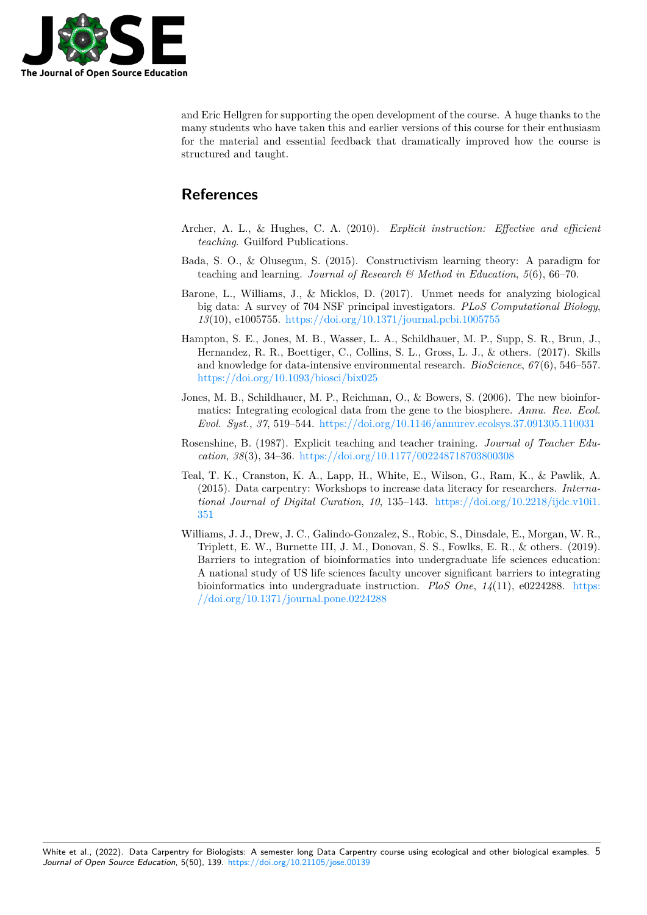and Eric Hellgren for supporting the open development of the course. A huge thanks to the many students who have taken this and earlier versions of this course for their enthusiasm for the material and essential feedback that dramatically improved how the course is structured and taught.

# References

Archer, A. L., & Hughes, C. A. (2010). *Explicit instruction: Effective and efficient teaching*. Guilford Publications.

Bada, S. O., & Olusegun, S. (2015). Constructivism learning theory: A paradigm for teaching and learning. *Journal of Research & Method in Education*, *5*(6), 66–70.

Barone, L., Williams, J., & Micklos, D. (2017). Unmet needs for analyzing biological big data: A survey of 704 NSF principal investigators. *PLoS Computational Biology*, *13*(10), e1005755. https://doi.org/10.1371/journal.pcbi.1005755

Hampton, S. E., Jones, M. B., Wasser, L. A., Schildhauer, M. P., Supp, S. R., Brun, J., Hernandez, R. R., Boettiger, C., Collins, S. L., Gross, L. J., & others. (2017). Skills and knowledge for data-intensive environmental research. *BioScience*, *67*(6), 546–557. https://doi.org/10.1093/biosci/bix025

Jones, M. B., Schildhauer, M. P., Reichman, O., & Bowers, S. (2006). The new bioinformatics: Integrating ecological data from the gene to the biosphere. *Annu. Rev. Ecol. Evol. Syst.*, *37*, 519–544. https://doi.org/10.1146/annurev.ecolsys.37.091305.110031

Rosenshine, B. (1987). Explicit teaching and teacher training. *Journal of Teacher Education*, *38*(3), 34–36. https://doi.org/10.1177/002248718703800308

Teal, T. K., Cranston, K. A., Lapp, H., White, E., Wilson, G., Ram, K., & Pawlik, A. (2015). Data carpentry: Workshops to increase data literacy for researchers. *International Journal of Digital Curation*, *10*, 135–143. https://doi.org/10.2218/ijdc.v10i1.351

Williams, J. J., Drew, J. C., Galindo-Gonzalez, S., Robic, S., Dinsdale, E., Morgan, W. R., Triplett, E. W., Burnette III, J. M., Donovan, S. S., Fowlks, E. R., & others. (2019). Barriers to integration of bioinformatics into undergraduate life sciences education: A national study of US life sciences faculty uncover significant barriers to integrating bioinformatics into undergraduate instruction. *PloS One*, *14*(11), e0224288. https://doi.org/10.1371/journal.pone.0224288